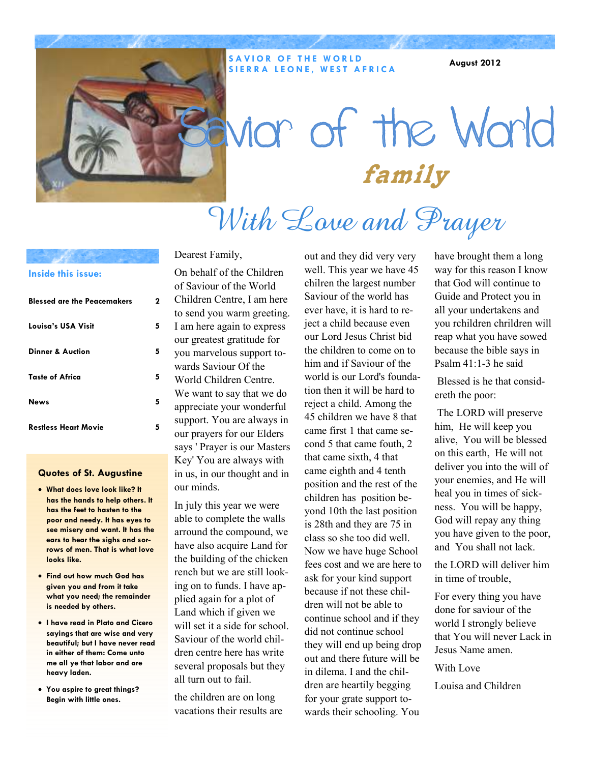SAVIOR OF THE WORLD
SIERRA LEONE, WEST AFRICA

August 2012

# Savior of the World *family*

## With Love and Prayer

**Inside this issue:**

| | |
|---|---|
| Blessed are the Peacemakers | 2 |
| Louisa's USA Visit | 5 |
| Dinner & Auction | 5 |
| Taste of Africa | 5 |
| News | 5 |
| Restless Heart Movie | 5 |

### Quotes of St. Augustine

- **What does love look like? It has the hands to help others. It has the feet to hasten to the poor and needy. It has eyes to see misery and want. It has the ears to hear the sighs and sorrows of men. That is what love looks like.**
- **Find out how much God has given you and from it take what you need; the remainder is needed by others.**
- **I have read in Plato and Cicero sayings that are wise and very beautiful; but I have never read in either of them: Come unto me all ye that labor and are heavy laden.**
- **You aspire to great things? Begin with little ones.**

Dearest Family,

On behalf of the Children of Saviour of the World Children Centre, I am here to send you warm greeting. I am here again to express our greatest gratitude for you marvelous support towards Saviour Of the World Children Centre. We want to say that we do appreciate your wonderful support. You are always in our prayers for our Elders says ' Prayer is our Masters Key' You are always with in us, in our thought and in our minds.

In july this year we were able to complete the walls arround the compound, we have also acquire Land for the building of the chicken rench but we are still looking on to funds. I have applied again for a plot of Land which if given we will set it a side for school. Saviour of the world children centre here has write several proposals but they all turn out to fail.

the children are on long vacations their results are out and they did very very well. This year we have 45 chilren the largest number Saviour of the world has ever have, it is hard to reject a child because even our Lord Jesus Christ bid the children to come on to him and if Saviour of the world is our Lord's foundation then it will be hard to reject a child. Among the 45 children we have 8 that came first 1 that came second 5 that came fouth, 2 that came sixth, 4 that came eighth and 4 tenth position and the rest of the children has position beyond 10th the last position is 28th and they are 75 in class so she too did well. Now we have huge School fees cost and we are here to ask for your kind support because if not these children will not be able to continue school and if they did not continue school they will end up being drop out and there future will be in dilema. I and the children are heartily begging for your grate support towards their schooling. You have brought them a long way for this reason I know that God will continue to Guide and Protect you in all your undertakens and you rchildren chrildren will reap what you have sowed because the bible says in Psalm 41:1-3 he said

Blessed is he that considereth the poor:

The LORD will preserve him, He will keep you alive, You will be blessed on this earth, He will not deliver you into the will of your enemies, and He will heal you in times of sickness. You will be happy, God will repay any thing you have given to the poor, and You shall not lack.

the LORD will deliver him in time of trouble,

For every thing you have done for saviour of the world I strongly believe that You will never Lack in Jesus Name amen.

With Love

Louisa and Children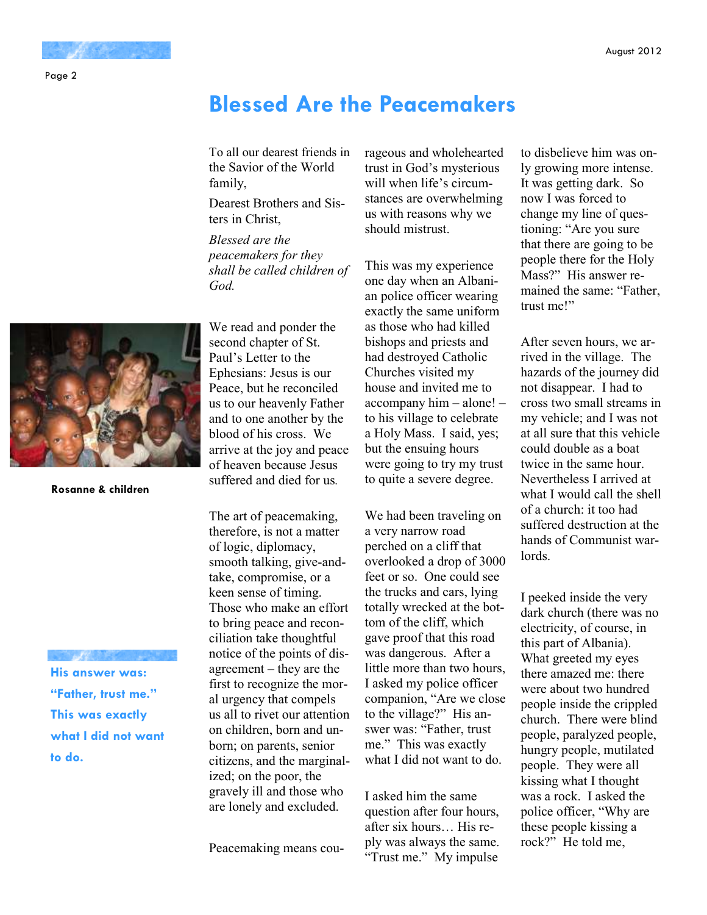# Blessed Are the Peacemakers

To all our dearest friends in the Savior of the World family,

Dearest Brothers and Sisters in Christ,

*Blessed are the peacemakers for they shall be called children of God.*

We read and ponder the second chapter of St. Paul's Letter to the Ephesians: Jesus is our Peace, but he reconciled us to our heavenly Father and to one another by the blood of his cross. We arrive at the joy and peace of heaven because Jesus suffered and died for us.

The art of peacemaking, therefore, is not a matter of logic, diplomacy, smooth talking, give-and-take, compromise, or a keen sense of timing. Those who make an effort to bring peace and reconciliation take thoughtful notice of the points of disagreement – they are the first to recognize the moral urgency that compels us all to rivet our attention on children, born and unborn; on parents, senior citizens, and the marginalized; on the poor, the gravely ill and those who are lonely and excluded.

Peacemaking means courageous and wholehearted trust in God's mysterious will when life's circumstances are overwhelming us with reasons why we should mistrust.

This was my experience one day when an Albanian police officer wearing exactly the same uniform as those who had killed bishops and priests and had destroyed Catholic Churches visited my house and invited me to accompany him – alone! – to his village to celebrate a Holy Mass. I said, yes; but the ensuing hours were going to try my trust to quite a severe degree.

We had been traveling on a very narrow road perched on a cliff that overlooked a drop of 3000 feet or so. One could see the trucks and cars, lying totally wrecked at the bottom of the cliff, which gave proof that this road was dangerous. After a little more than two hours, I asked my police officer companion, "Are we close to the village?" His answer was: "Father, trust me." This was exactly what I did not want to do.

I asked him the same question after four hours, after six hours… His reply was always the same. "Trust me." My impulse to disbelieve him was only growing more intense. It was getting dark. So now I was forced to change my line of questioning: "Are you sure that there are going to be people there for the Holy Mass?" His answer remained the same: "Father, trust me!"

After seven hours, we arrived in the village. The hazards of the journey did not disappear. I had to cross two small streams in my vehicle; and I was not at all sure that this vehicle could double as a boat twice in the same hour. Nevertheless I arrived at what I would call the shell of a church: it too had suffered destruction at the hands of Communist warlords.

I peeked inside the very dark church (there was no electricity, of course, in this part of Albania). What greeted my eyes there amazed me: there were about two hundred people inside the crippled church. There were blind people, paralyzed people, hungry people, mutilated people. They were all kissing what I thought was a rock. I asked the police officer, "Why are these people kissing a rock?" He told me,

**Rosanne & children**

**His answer was: "Father, trust me." This was exactly what I did not want to do.**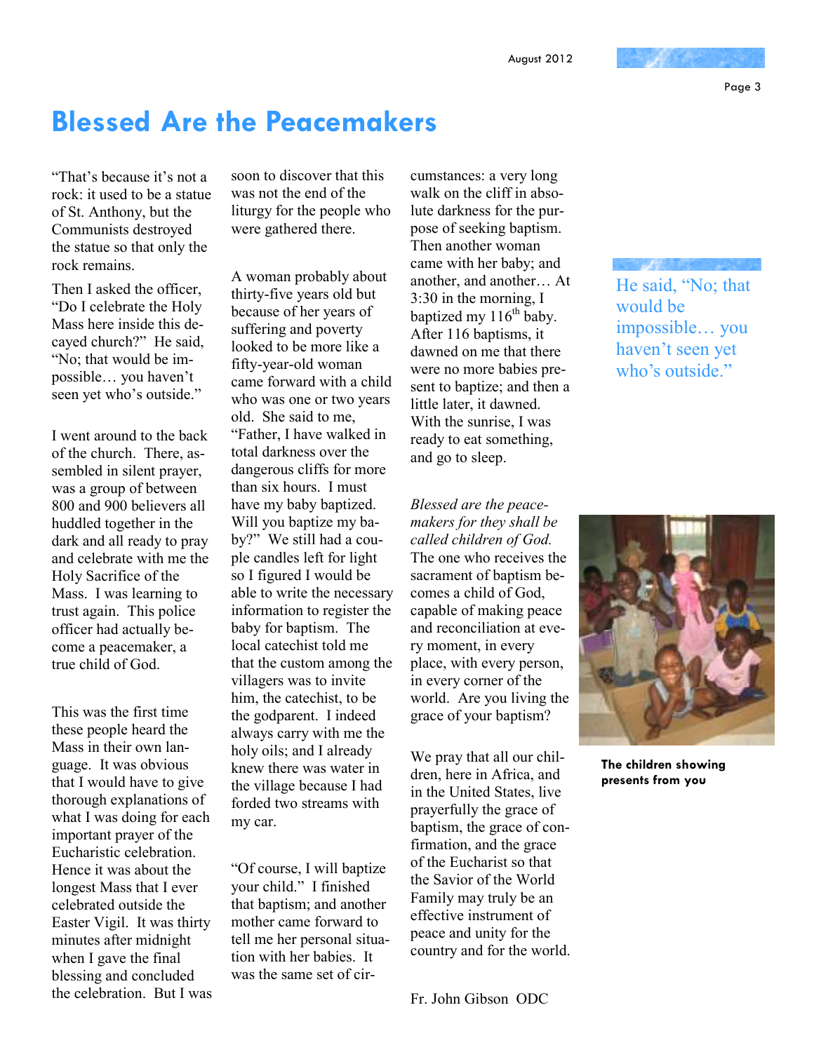# Blessed Are the Peacemakers

"That's because it's not a rock: it used to be a statue of St. Anthony, but the Communists destroyed the statue so that only the rock remains.

Then I asked the officer, "Do I celebrate the Holy Mass here inside this decayed church?" He said, "No; that would be impossible… you haven't seen yet who's outside."

I went around to the back of the church. There, assembled in silent prayer, was a group of between 800 and 900 believers all huddled together in the dark and all ready to pray and celebrate with me the Holy Sacrifice of the Mass. I was learning to trust again. This police officer had actually become a peacemaker, a true child of God.

This was the first time these people heard the Mass in their own language. It was obvious that I would have to give thorough explanations of what I was doing for each important prayer of the Eucharistic celebration. Hence it was about the longest Mass that I ever celebrated outside the Easter Vigil. It was thirty minutes after midnight when I gave the final blessing and concluded the celebration. But I was soon to discover that this was not the end of the liturgy for the people who were gathered there.

A woman probably about thirty-five years old but because of her years of suffering and poverty looked to be more like a fifty-year-old woman came forward with a child who was one or two years old. She said to me, "Father, I have walked in total darkness over the dangerous cliffs for more than six hours. I must have my baby baptized. Will you baptize my baby?" We still had a couple candles left for light so I figured I would be able to write the necessary information to register the baby for baptism. The local catechist told me that the custom among the villagers was to invite him, the catechist, to be the godparent. I indeed always carry with me the holy oils; and I already knew there was water in the village because I had forded two streams with my car.

"Of course, I will baptize your child." I finished that baptism; and another mother came forward to tell me her personal situation with her babies. It was the same set of circumstances: a very long walk on the cliff in absolute darkness for the purpose of seeking baptism. Then another woman came with her baby; and another, and another… At 3:30 in the morning, I baptized my 116th baby. After 116 baptisms, it dawned on me that there were no more babies present to baptize; and then a little later, it dawned. With the sunrise, I was ready to eat something, and go to sleep.

*Blessed are the peacemakers for they shall be called children of God.* The one who receives the sacrament of baptism becomes a child of God, capable of making peace and reconciliation at every moment, in every place, with every person, in every corner of the world. Are you living the grace of your baptism?

We pray that all our children, here in Africa, and in the United States, live prayerfully the grace of baptism, the grace of confirmation, and the grace of the Eucharist so that the Savior of the World Family may truly be an effective instrument of peace and unity for the country and for the world.

Fr. John Gibson ODC

> He said, "No; that would be impossible… you haven't seen yet who's outside."

**The children showing presents from you**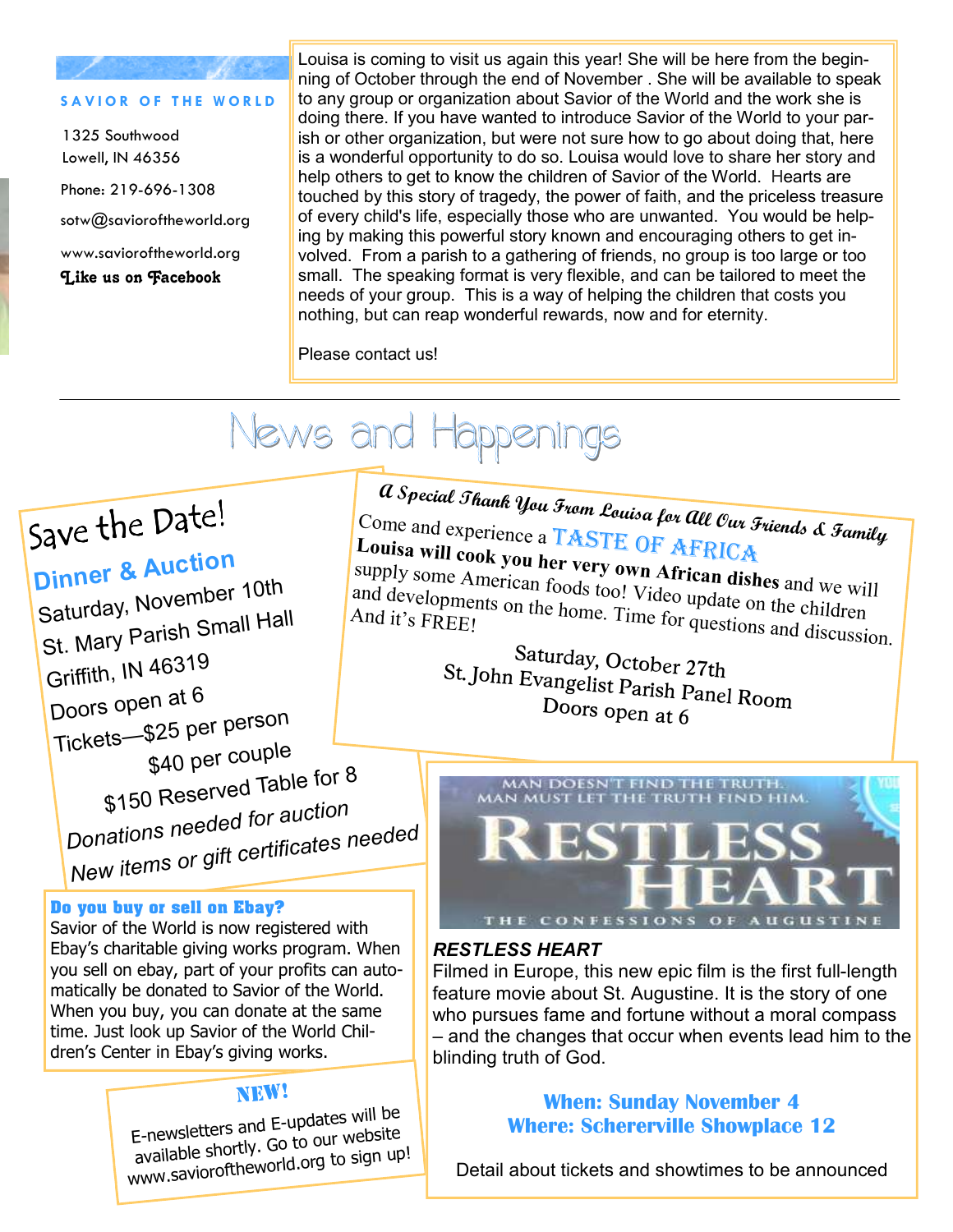**SAVIOR OF THE WORLD**

1325 Southwood
Lowell, IN 46356

Phone: 219-696-1308

sotw@savioroftheworld.org

www.savioroftheworld.org

**Like us on Facebook**

Louisa is coming to visit us again this year! She will be here from the beginning of October through the end of November . She will be available to speak to any group or organization about Savior of the World and the work she is doing there. If you have wanted to introduce Savior of the World to your parish or other organization, but were not sure how to go about doing that, here is a wonderful opportunity to do so. Louisa would love to share her story and help others to get to know the children of Savior of the World. Hearts are touched by this story of tragedy, the power of faith, and the priceless treasure of every child's life, especially those who are unwanted. You would be helping by making this powerful story known and encouraging others to get involved. From a parish to a gathering of friends, no group is too large or too small. The speaking format is very flexible, and can be tailored to meet the needs of your group. This is a way of helping the children that costs you nothing, but can reap wonderful rewards, now and for eternity.

Please contact us!

---

# News and Happenings

## Save the Date!

**Dinner & Auction**

Saturday, November 10th
St. Mary Parish Small Hall
Griffith, IN 46319
Doors open at 6
Tickets—$25 per person
$40 per couple
$150 Reserved Table for 8

*Donations needed for auction*
*New items or gift certificates needed*

## A Special Thank You From Louisa for All Our Friends & Family

Come and experience a **TASTE OF AFRICA**
**Louisa will cook you her very own African dishes** and we will supply some American foods too! Video update on the children and developments on the home. Time for questions and discussion. And it's FREE!

Saturday, October 27th
St. John Evangelist Parish Panel Room
Doors open at 6

## Do you buy or sell on Ebay?

Savior of the World is now registered with Ebay's charitable giving works program. When you sell on ebay, part of your profits can automatically be donated to Savior of the World. When you buy, you can donate at the same time. Just look up Savior of the World Children's Center in Ebay's giving works.

MAN DOESN'T FIND THE TRUTH.
MAN MUST LET THE TRUTH FIND HIM.

RESTLESS HEART

THE CONFESSIONS OF AUGUSTINE

## *RESTLESS HEART*

Filmed in Europe, this new epic film is the first full-length feature movie about St. Augustine. It is the story of one who pursues fame and fortune without a moral compass – and the changes that occur when events lead him to the blinding truth of God.

**When: Sunday November 4**
**Where: Schererville Showplace 12**

Detail about tickets and showtimes to be announced

## NEW!

E-newsletters and E-updates will be available shortly. Go to our website www.savioroftheworld.org to sign up!